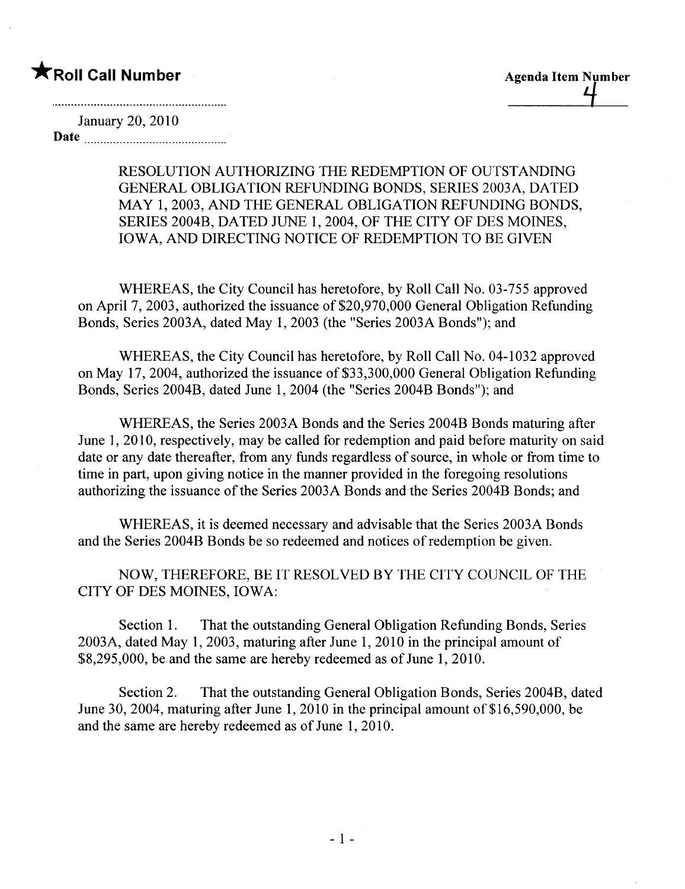★**Roll Call Number**

**Agenda Item Number**

4

January 20, 2010

**Date**

RESOLUTION AUTHORIZING THE REDEMPTION OF OUTSTANDING GENERAL OBLIGATION REFUNDING BONDS, SERIES 2003A, DATED MAY 1, 2003, AND THE GENERAL OBLIGATION REFUNDING BONDS, SERIES 2004B, DATED JUNE 1, 2004, OF THE CITY OF DES MOINES, IOWA, AND DIRECTING NOTICE OF REDEMPTION TO BE GIVEN

WHEREAS, the City Council has heretofore, by Roll Call No. 03-755 approved on April 7, 2003, authorized the issuance of $20,970,000 General Obligation Refunding Bonds, Series 2003A, dated May 1, 2003 (the "Series 2003A Bonds"); and

WHEREAS, the City Council has heretofore, by Roll Call No. 04-1032 approved on May 17, 2004, authorized the issuance of $33,300,000 General Obligation Refunding Bonds, Series 2004B, dated June 1, 2004 (the "Series 2004B Bonds"); and

WHEREAS, the Series 2003A Bonds and the Series 2004B Bonds maturing after June 1, 2010, respectively, may be called for redemption and paid before maturity on said date or any date thereafter, from any funds regardless of source, in whole or from time to time in part, upon giving notice in the manner provided in the foregoing resolutions authorizing the issuance of the Series 2003A Bonds and the Series 2004B Bonds; and

WHEREAS, it is deemed necessary and advisable that the Series 2003A Bonds and the Series 2004B Bonds be so redeemed and notices of redemption be given.

NOW, THEREFORE, BE IT RESOLVED BY THE CITY COUNCIL OF THE CITY OF DES MOINES, IOWA:

Section 1. That the outstanding General Obligation Refunding Bonds, Series 2003A, dated May 1, 2003, maturing after June 1, 2010 in the principal amount of $8,295,000, be and the same are hereby redeemed as of June 1, 2010.

Section 2. That the outstanding General Obligation Bonds, Series 2004B, dated June 30, 2004, maturing after June 1, 2010 in the principal amount of $16,590,000, be and the same are hereby redeemed as of June 1, 2010.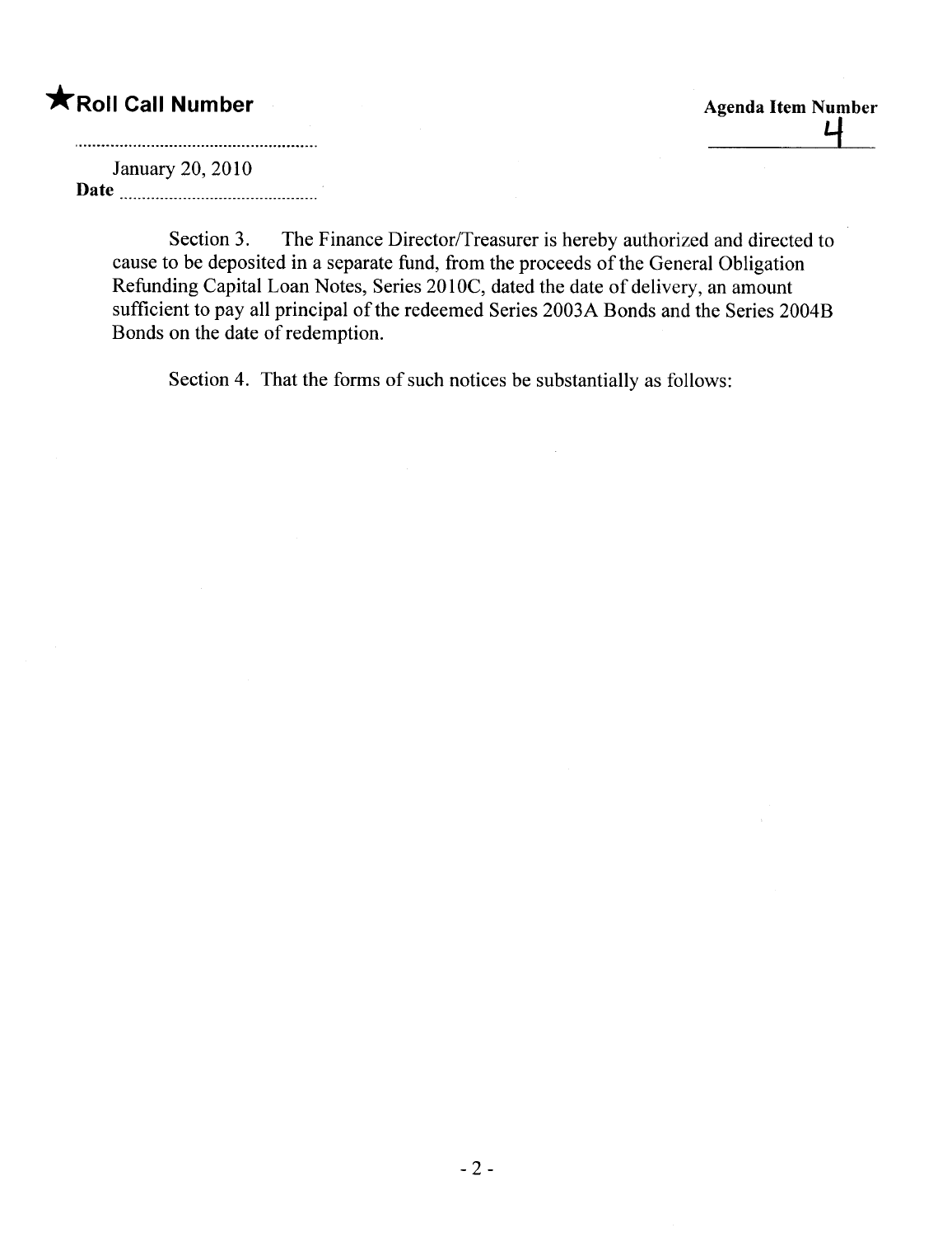★**Roll Call Number**

**Agenda Item Number**
4

January 20, 2010
**Date** ..........................................

Section 3. The Finance Director/Treasurer is hereby authorized and directed to cause to be deposited in a separate fund, from the proceeds of the General Obligation Refunding Capital Loan Notes, Series 2010C, dated the date of delivery, an amount sufficient to pay all principal of the redeemed Series 2003A Bonds and the Series 2004B Bonds on the date of redemption.

Section 4. That the forms of such notices be substantially as follows: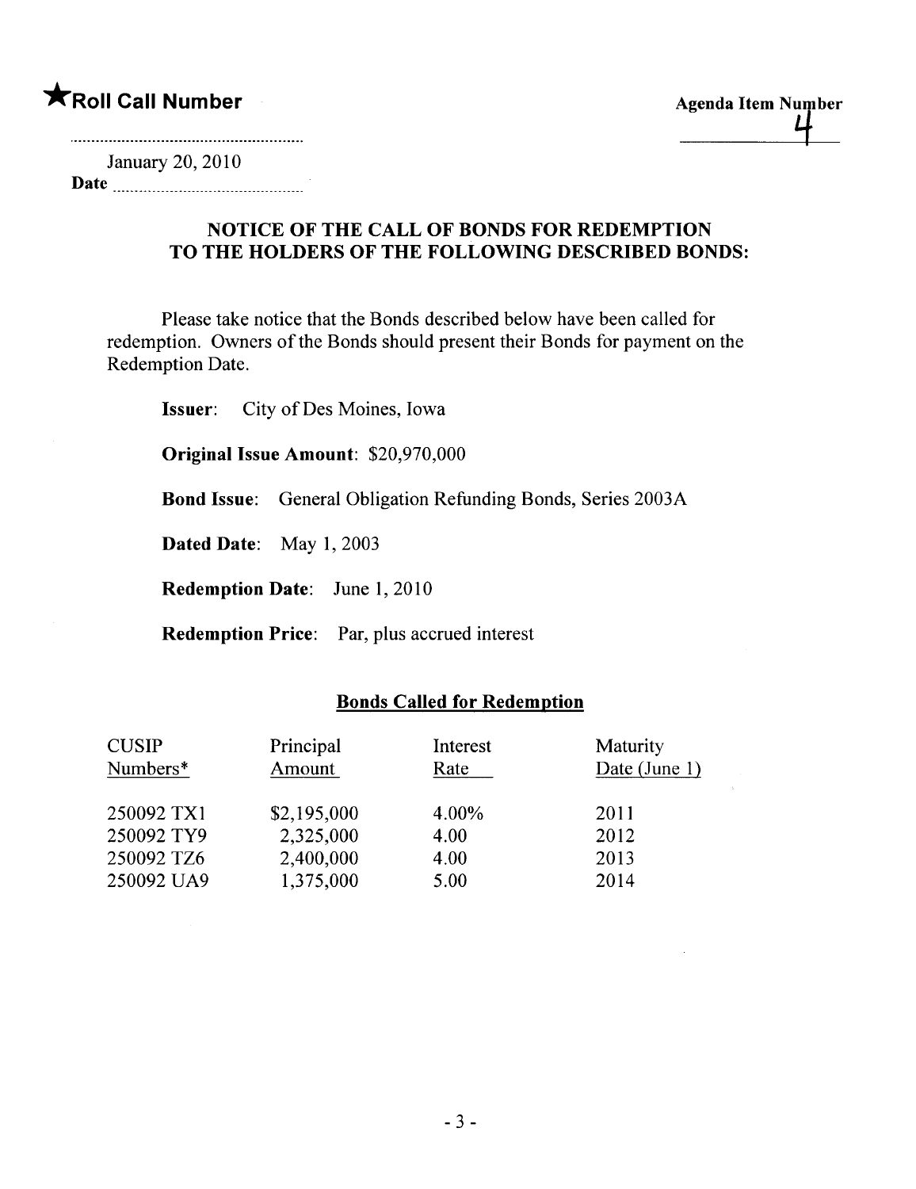★**Roll Call Number**

**Agenda Item Number** 4

January 20, 2010
**Date**

## NOTICE OF THE CALL OF BONDS FOR REDEMPTION TO THE HOLDERS OF THE FOLLOWING DESCRIBED BONDS:

Please take notice that the Bonds described below have been called for redemption. Owners of the Bonds should present their Bonds for payment on the Redemption Date.

**Issuer**: City of Des Moines, Iowa

**Original Issue Amount**: $20,970,000

**Bond Issue**: General Obligation Refunding Bonds, Series 2003A

**Dated Date**: May 1, 2003

**Redemption Date**: June 1, 2010

**Redemption Price**: Par, plus accrued interest

### Bonds Called for Redemption

| CUSIP Numbers* | Principal Amount | Interest Rate | Maturity Date (June 1) |
|---|---|---|---|
| 250092 TX1 | $2,195,000 | 4.00% | 2011 |
| 250092 TY9 | 2,325,000 | 4.00 | 2012 |
| 250092 TZ6 | 2,400,000 | 4.00 | 2013 |
| 250092 UA9 | 1,375,000 | 5.00 | 2014 |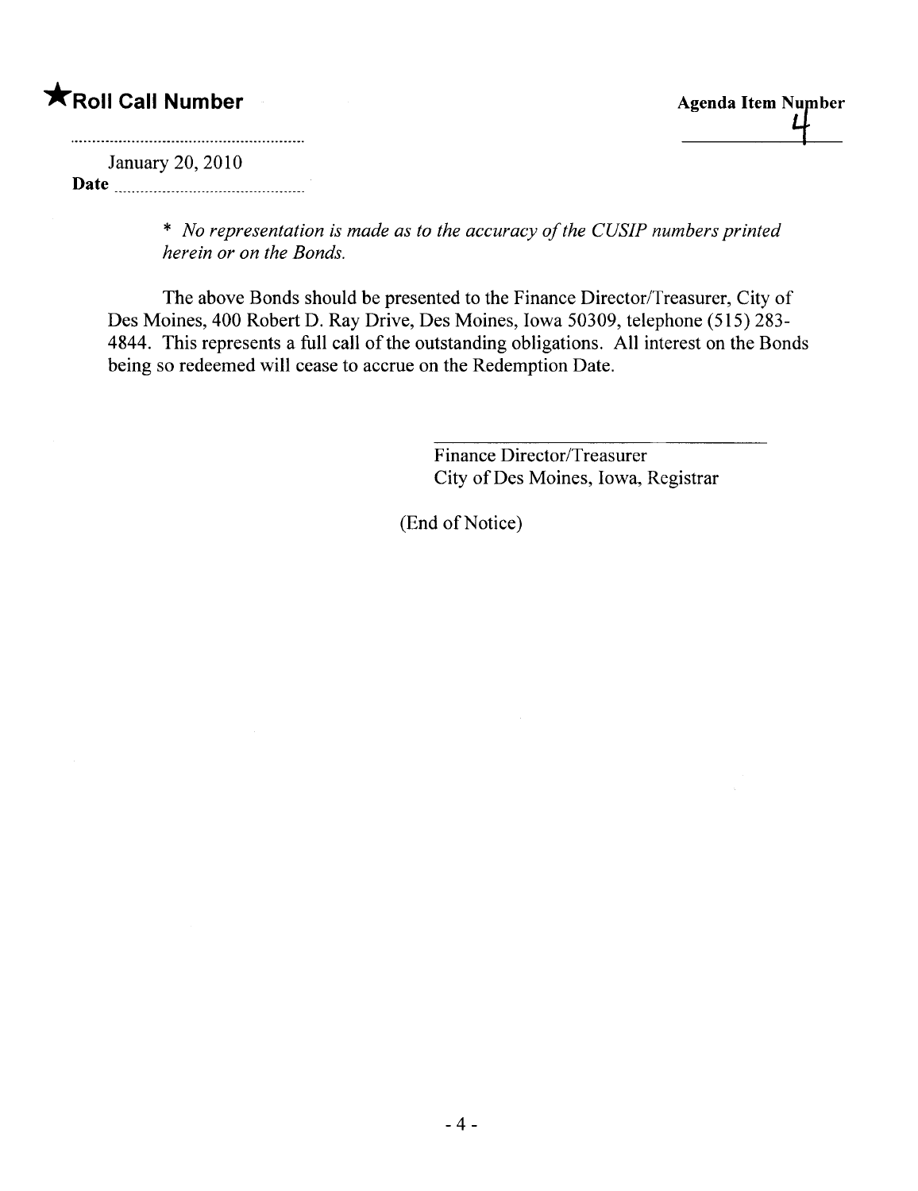★**Roll Call Number**

**Agenda Item Number** 4

January 20, 2010
**Date**

\* *No representation is made as to the accuracy of the CUSIP numbers printed herein or on the Bonds.*

The above Bonds should be presented to the Finance Director/Treasurer, City of Des Moines, 400 Robert D. Ray Drive, Des Moines, Iowa 50309, telephone (515) 283-4844. This represents a full call of the outstanding obligations. All interest on the Bonds being so redeemed will cease to accrue on the Redemption Date.

Finance Director/Treasurer
City of Des Moines, Iowa, Registrar

(End of Notice)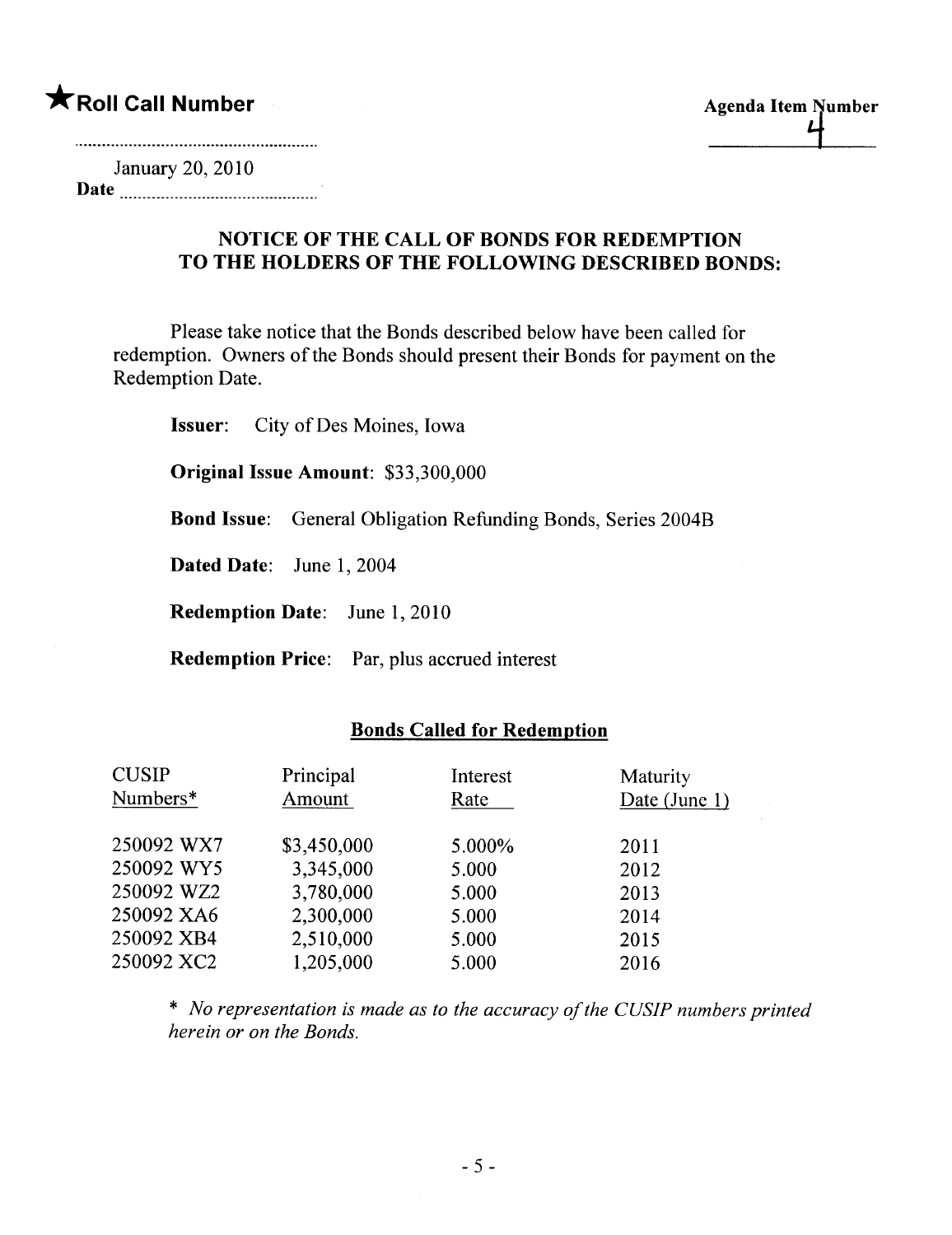★**Roll Call Number**

**Agenda Item Number** 4

January 20, 2010
**Date**

## NOTICE OF THE CALL OF BONDS FOR REDEMPTION TO THE HOLDERS OF THE FOLLOWING DESCRIBED BONDS:

Please take notice that the Bonds described below have been called for redemption. Owners of the Bonds should present their Bonds for payment on the Redemption Date.

**Issuer**: City of Des Moines, Iowa

**Original Issue Amount**: $33,300,000

**Bond Issue**: General Obligation Refunding Bonds, Series 2004B

**Dated Date**: June 1, 2004

**Redemption Date**: June 1, 2010

**Redemption Price**: Par, plus accrued interest

### Bonds Called for Redemption

| CUSIP Numbers* | Principal Amount | Interest Rate | Maturity Date (June 1) |
|---|---|---|---|
| 250092 WX7 | $3,450,000 | 5.000% | 2011 |
| 250092 WY5 | 3,345,000 | 5.000 | 2012 |
| 250092 WZ2 | 3,780,000 | 5.000 | 2013 |
| 250092 XA6 | 2,300,000 | 5.000 | 2014 |
| 250092 XB4 | 2,510,000 | 5.000 | 2015 |
| 250092 XC2 | 1,205,000 | 5.000 | 2016 |

* *No representation is made as to the accuracy of the CUSIP numbers printed herein or on the Bonds.*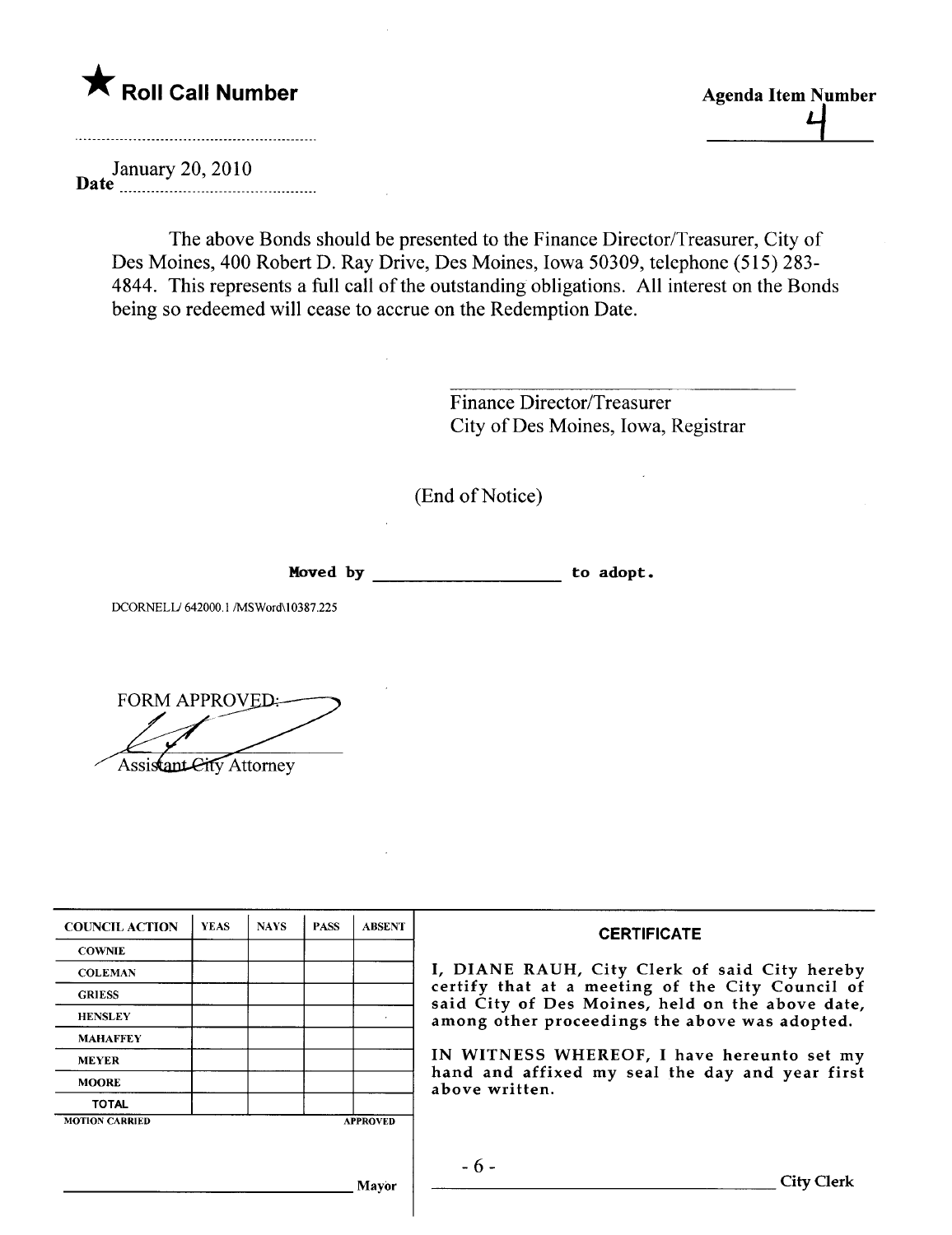★ **Roll Call Number**

**Agenda Item Number**
4

Date January 20, 2010

The above Bonds should be presented to the Finance Director/Treasurer, City of Des Moines, 400 Robert D. Ray Drive, Des Moines, Iowa 50309, telephone (515) 283-4844. This represents a full call of the outstanding obligations. All interest on the Bonds being so redeemed will cease to accrue on the Redemption Date.

Finance Director/Treasurer
City of Des Moines, Iowa, Registrar

(End of Notice)

**Moved by** ____________________ **to adopt.**

DCORNELL/ 642000.1 /MSWord\10387.225

FORM APPROVED:

Assistant City Attorney

| COUNCIL ACTION | YEAS | NAYS | PASS | ABSENT |
|---|---|---|---|---|
| COWNIE | | | | |
| COLEMAN | | | | |
| GRIESS | | | | |
| HENSLEY | | | | |
| MAHAFFEY | | | | |
| MEYER | | | | |
| MOORE | | | | |
| TOTAL | | | | |
| MOTION CARRIED | | | | APPROVED |

______________________ Mayor

**CERTIFICATE**

I, DIANE RAUH, City Clerk of said City hereby certify that at a meeting of the City Council of said City of Des Moines, held on the above date, among other proceedings the above was adopted.

IN WITNESS WHEREOF, I have hereunto set my hand and affixed my seal the day and year first above written.

______________________ City Clerk